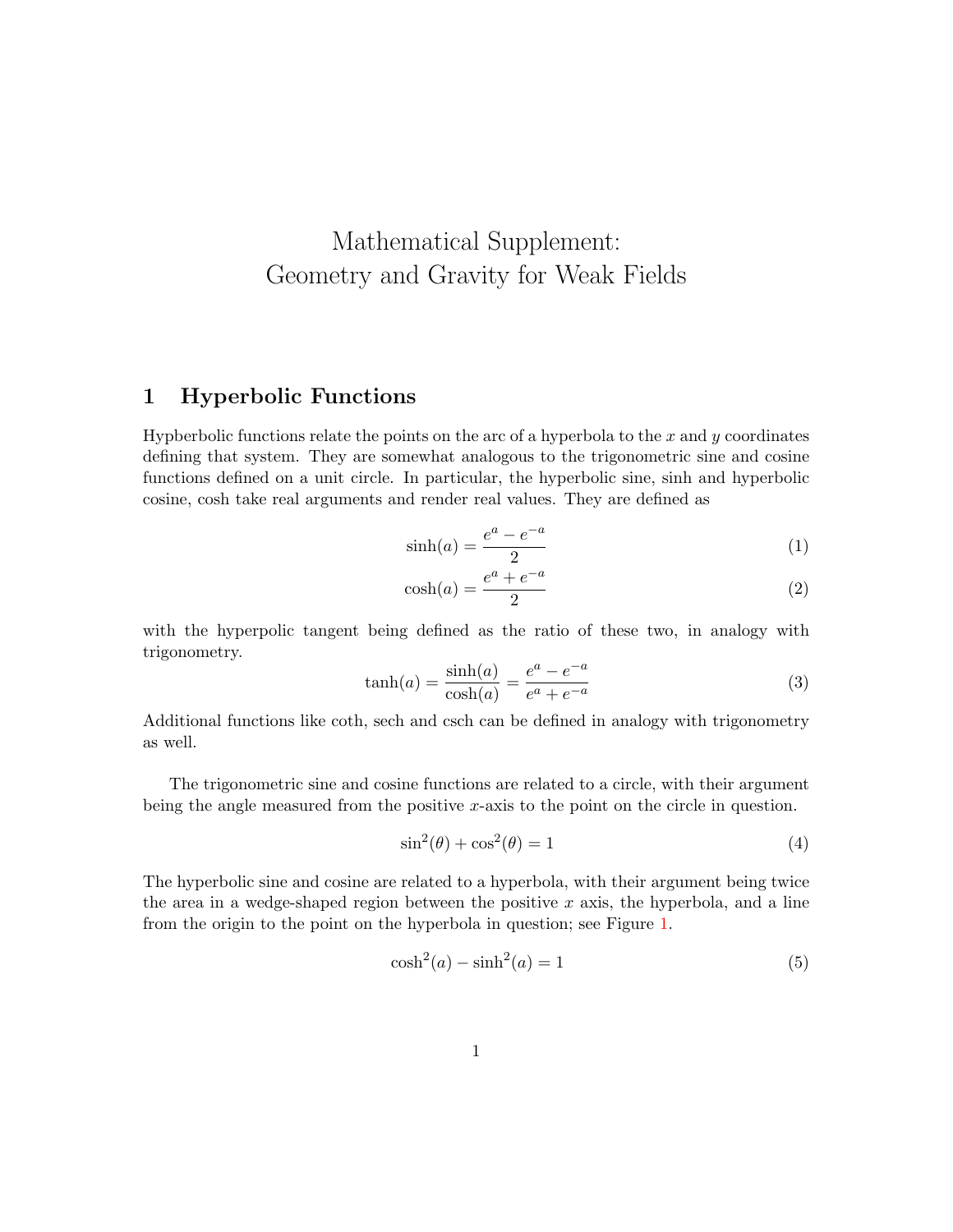# Mathematical Supplement:
# Geometry and Gravity for Weak Fields

## 1 Hyperbolic Functions

Hypberbolic functions relate the points on the arc of a hyperbola to the $x$ and $y$ coordinates defining that system. They are somewhat analogous to the trigonometric sine and cosine functions defined on a unit circle. In particular, the hyperbolic sine, sinh and hyperbolic cosine, cosh take real arguments and render real values. They are defined as

$$\sinh(a) = \frac{e^a - e^{-a}}{2} \tag{1}$$

$$\cosh(a) = \frac{e^a + e^{-a}}{2} \tag{2}$$

with the hyperpolic tangent being defined as the ratio of these two, in analogy with trigonometry.

$$\tanh(a) = \frac{\sinh(a)}{\cosh(a)} = \frac{e^a - e^{-a}}{e^a + e^{-a}} \tag{3}$$

Additional functions like coth, sech and csch can be defined in analogy with trigonometry as well.

The trigonometric sine and cosine functions are related to a circle, with their argument being the angle measured from the positive $x$-axis to the point on the circle in question.

$$\sin^2(\theta) + \cos^2(\theta) = 1 \tag{4}$$

The hyperbolic sine and cosine are related to a hyperbola, with their argument being twice the area in a wedge-shaped region between the positive $x$ axis, the hyperbola, and a line from the origin to the point on the hyperbola in question; see Figure 1.

$$\cosh^2(a) - \sinh^2(a) = 1 \tag{5}$$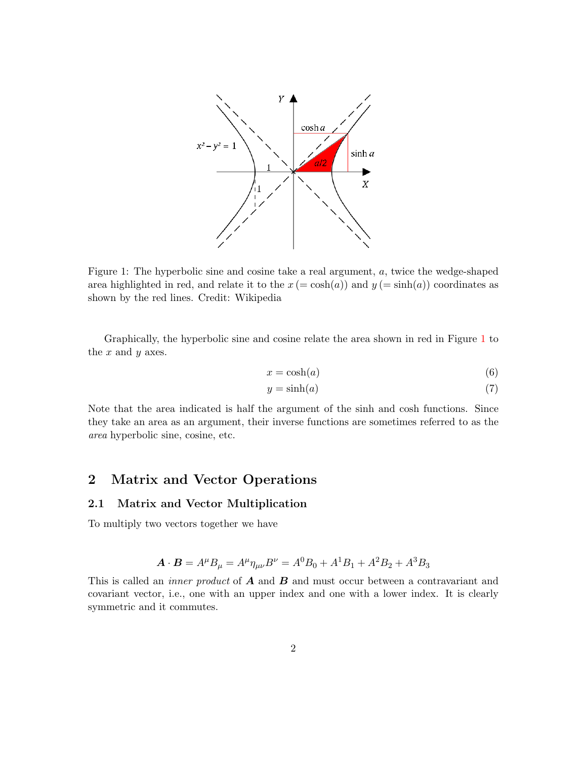Figure 1: The hyperbolic sine and cosine take a real argument, $a$, twice the wedge-shaped area highlighted in red, and relate it to the $x\,(= \cosh(a))$ and $y\,(= \sinh(a))$ coordinates as shown by the red lines. Credit: Wikipedia

Graphically, the hyperbolic sine and cosine relate the area shown in red in Figure 1 to the $x$ and $y$ axes.

$$x = \cosh(a) \tag{6}$$

$$y = \sinh(a) \tag{7}$$

Note that the area indicated is half the argument of the sinh and cosh functions. Since they take an area as an argument, their inverse functions are sometimes referred to as the *area* hyperbolic sine, cosine, etc.

## 2 Matrix and Vector Operations

### 2.1 Matrix and Vector Multiplication

To multiply two vectors together we have

$$\boldsymbol{A} \cdot \boldsymbol{B} = A^{\mu} B_{\mu} = A^{\mu} \eta_{\mu\nu} B^{\nu} = A^0 B_0 + A^1 B_1 + A^2 B_2 + A^3 B_3$$

This is called an *inner product* of $\boldsymbol{A}$ and $\boldsymbol{B}$ and must occur between a contravariant and covariant vector, i.e., one with an upper index and one with a lower index. It is clearly symmetric and it commutes.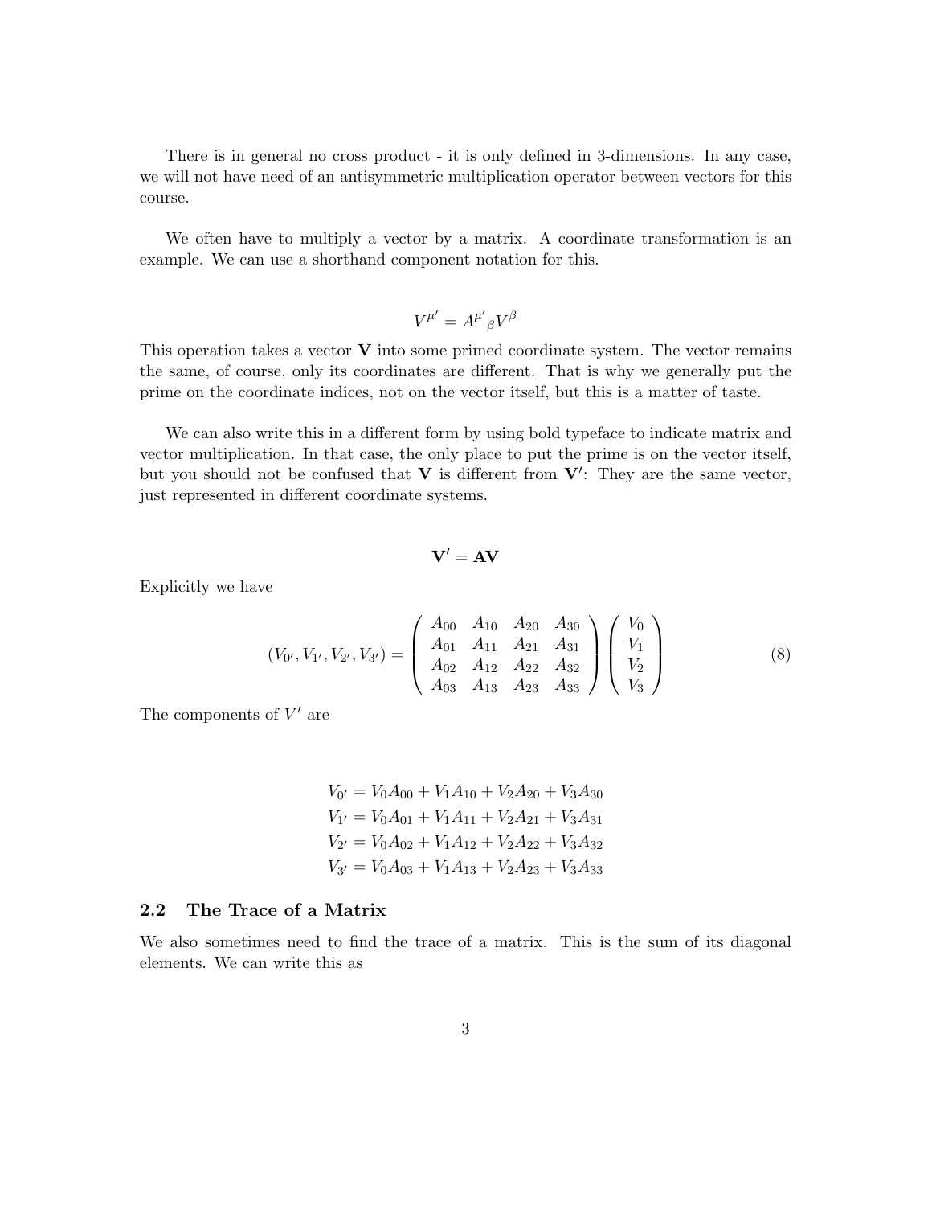There is in general no cross product - it is only defined in 3-dimensions. In any case, we will not have need of an antisymmetric multiplication operator between vectors for this course.

We often have to multiply a vector by a matrix. A coordinate transformation is an example. We can use a shorthand component notation for this.

$$V^{\mu'} = A^{\mu'}{}_{\beta} V^{\beta}$$

This operation takes a vector $\mathbf{V}$ into some primed coordinate system. The vector remains the same, of course, only its coordinates are different. That is why we generally put the prime on the coordinate indices, not on the vector itself, but this is a matter of taste.

We can also write this in a different form by using bold typeface to indicate matrix and vector multiplication. In that case, the only place to put the prime is on the vector itself, but you should not be confused that $\mathbf{V}$ is different from $\mathbf{V}'$: They are the same vector, just represented in different coordinate systems.

$$\mathbf{V}' = \mathbf{A}\mathbf{V}$$

Explicitly we have

$$(V_{0'}, V_{1'}, V_{2'}, V_{3'}) = \begin{pmatrix} A_{00} & A_{10} & A_{20} & A_{30} \\ A_{01} & A_{11} & A_{21} & A_{31} \\ A_{02} & A_{12} & A_{22} & A_{32} \\ A_{03} & A_{13} & A_{23} & A_{33} \end{pmatrix} \begin{pmatrix} V_0 \\ V_1 \\ V_2 \\ V_3 \end{pmatrix} \tag{8}$$

The components of $V'$ are

$$\begin{aligned}
V_{0'} &= V_0 A_{00} + V_1 A_{10} + V_2 A_{20} + V_3 A_{30} \\
V_{1'} &= V_0 A_{01} + V_1 A_{11} + V_2 A_{21} + V_3 A_{31} \\
V_{2'} &= V_0 A_{02} + V_1 A_{12} + V_2 A_{22} + V_3 A_{32} \\
V_{3'} &= V_0 A_{03} + V_1 A_{13} + V_2 A_{23} + V_3 A_{33}
\end{aligned}$$

### 2.2 The Trace of a Matrix

We also sometimes need to find the trace of a matrix. This is the sum of its diagonal elements. We can write this as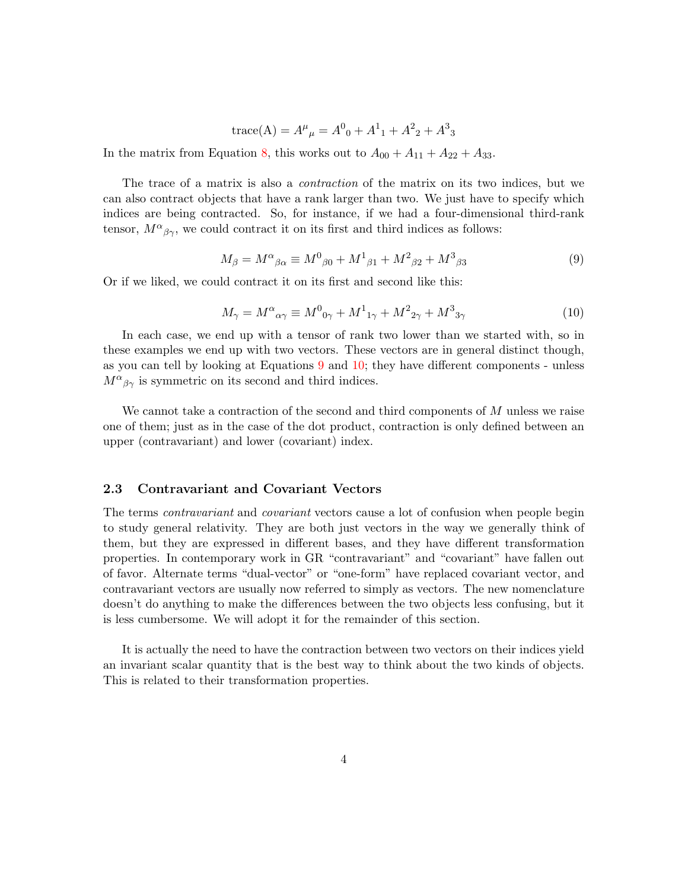$$\text{trace(A)} = A^{\mu}{}_{\mu} = A^0{}_0 + A^1{}_1 + A^2{}_2 + A^3{}_3$$

In the matrix from Equation 8, this works out to $A_{00} + A_{11} + A_{22} + A_{33}$.

The trace of a matrix is also a *contraction* of the matrix on its two indices, but we can also contract objects that have a rank larger than two. We just have to specify which indices are being contracted. So, for instance, if we had a four-dimensional third-rank tensor, $M^{\alpha}{}_{\beta\gamma}$, we could contract it on its first and third indices as follows:

$$M_{\beta} = M^{\alpha}{}_{\beta\alpha} \equiv M^0{}_{\beta 0} + M^1{}_{\beta 1} + M^2{}_{\beta 2} + M^3{}_{\beta 3} \tag{9}$$

Or if we liked, we could contract it on its first and second like this:

$$M_{\gamma} = M^{\alpha}{}_{\alpha\gamma} \equiv M^0{}_{0\gamma} + M^1{}_{1\gamma} + M^2{}_{2\gamma} + M^3{}_{3\gamma} \tag{10}$$

In each case, we end up with a tensor of rank two lower than we started with, so in these examples we end up with two vectors. These vectors are in general distinct though, as you can tell by looking at Equations 9 and 10; they have different components - unless $M^{\alpha}{}_{\beta\gamma}$ is symmetric on its second and third indices.

We cannot take a contraction of the second and third components of $M$ unless we raise one of them; just as in the case of the dot product, contraction is only defined between an upper (contravariant) and lower (covariant) index.

### 2.3 Contravariant and Covariant Vectors

The terms *contravariant* and *covariant* vectors cause a lot of confusion when people begin to study general relativity. They are both just vectors in the way we generally think of them, but they are expressed in different bases, and they have different transformation properties. In contemporary work in GR "contravariant" and "covariant" have fallen out of favor. Alternate terms "dual-vector" or "one-form" have replaced covariant vector, and contravariant vectors are usually now referred to simply as vectors. The new nomenclature doesn't do anything to make the differences between the two objects less confusing, but it is less cumbersome. We will adopt it for the remainder of this section.

It is actually the need to have the contraction between two vectors on their indices yield an invariant scalar quantity that is the best way to think about the two kinds of objects. This is related to their transformation properties.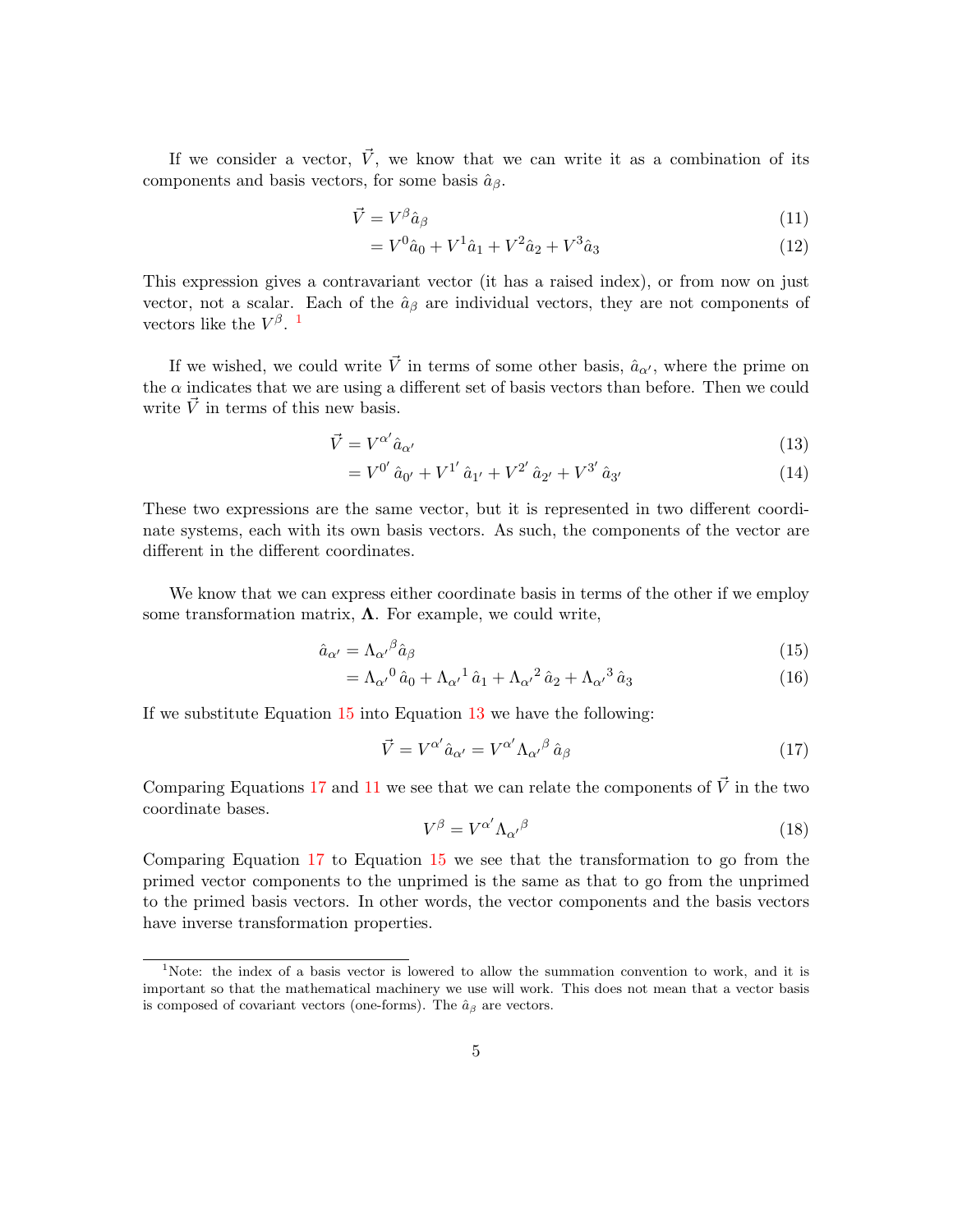If we consider a vector, $\vec{V}$, we know that we can write it as a combination of its components and basis vectors, for some basis $\hat{a}_\beta$.

$$\vec{V} = V^\beta \hat{a}_\beta \tag{11}$$

$$= V^0 \hat{a}_0 + V^1 \hat{a}_1 + V^2 \hat{a}_2 + V^3 \hat{a}_3 \tag{12}$$

This expression gives a contravariant vector (it has a raised index), or from now on just vector, not a scalar. Each of the $\hat{a}_\beta$ are individual vectors, they are not components of vectors like the $V^\beta$. [1]

If we wished, we could write $\vec{V}$ in terms of some other basis, $\hat{a}_{\alpha'}$, where the prime on the $\alpha$ indicates that we are using a different set of basis vectors than before. Then we could write $\vec{V}$ in terms of this new basis.

$$\vec{V} = V^{\alpha'} \hat{a}_{\alpha'} \tag{13}$$

$$= V^{0'} \hat{a}_{0'} + V^{1'} \hat{a}_{1'} + V^{2'} \hat{a}_{2'} + V^{3'} \hat{a}_{3'} \tag{14}$$

These two expressions are the same vector, but it is represented in two different coordinate systems, each with its own basis vectors. As such, the components of the vector are different in the different coordinates.

We know that we can express either coordinate basis in terms of the other if we employ some transformation matrix, $\mathbf{\Lambda}$. For example, we could write,

$$\hat{a}_{\alpha'} = \Lambda_{\alpha'}{}^\beta \hat{a}_\beta \tag{15}$$

$$= \Lambda_{\alpha'}{}^0 \, \hat{a}_0 + \Lambda_{\alpha'}{}^1 \, \hat{a}_1 + \Lambda_{\alpha'}{}^2 \, \hat{a}_2 + \Lambda_{\alpha'}{}^3 \, \hat{a}_3 \tag{16}$$

If we substitute Equation 15 into Equation 13 we have the following:

$$\vec{V} = V^{\alpha'} \hat{a}_{\alpha'} = V^{\alpha'} \Lambda_{\alpha'}{}^\beta \, \hat{a}_\beta \tag{17}$$

Comparing Equations 17 and 11 we see that we can relate the components of $\vec{V}$ in the two coordinate bases.

$$V^\beta = V^{\alpha'} \Lambda_{\alpha'}{}^\beta \tag{18}$$

Comparing Equation 17 to Equation 15 we see that the transformation to go from the primed vector components to the unprimed is the same as that to go from the unprimed to the primed basis vectors. In other words, the vector components and the basis vectors have inverse transformation properties.

---

[1] Note: the index of a basis vector is lowered to allow the summation convention to work, and it is important so that the mathematical machinery we use will work. This does not mean that a vector basis is composed of covariant vectors (one-forms). The $\hat{a}_\beta$ are vectors.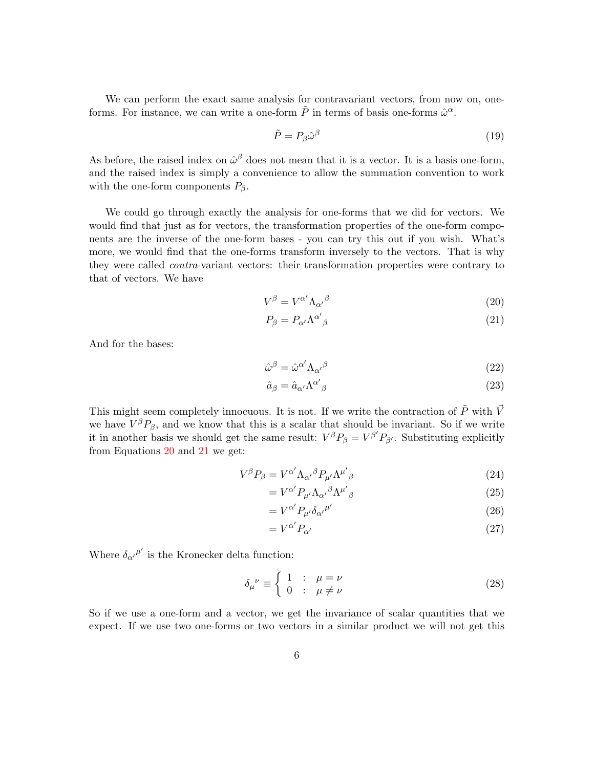We can perform the exact same analysis for contravariant vectors, from now on, one-forms. For instance, we can write a one-form $\tilde{P}$ in terms of basis one-forms $\hat{\omega}^\alpha$.

$$\tilde{P} = P_\beta \hat{\omega}^\beta \tag{19}$$

As before, the raised index on $\hat{\omega}^\beta$ does not mean that it is a vector. It is a basis one-form, and the raised index is simply a convenience to allow the summation convention to work with the one-form components $P_\beta$.

We could go through exactly the analysis for one-forms that we did for vectors. We would find that just as for vectors, the transformation properties of the one-form components are the inverse of the one-form bases - you can try this out if you wish. What's more, we would find that the one-forms transform inversely to the vectors. That is why they were called *contra*-variant vectors: their transformation properties were contrary to that of vectors. We have

$$V^\beta = V^{\alpha'} \Lambda_{\alpha'}{}^{\beta} \tag{20}$$

$$P_\beta = P_{\alpha'} \Lambda^{\alpha'}{}_{\beta} \tag{21}$$

And for the bases:

$$\hat{\omega}^\beta = \hat{\omega}^{\alpha'} \Lambda_{\alpha'}{}^{\beta} \tag{22}$$

$$\hat{a}_\beta = \hat{a}_{\alpha'} \Lambda^{\alpha'}{}_{\beta} \tag{23}$$

This might seem completely innocuous. It is not. If we write the contraction of $\tilde{P}$ with $\vec{V}$ we have $V^\beta P_\beta$, and we know that this is a scalar that should be invariant. So if we write it in another basis we should get the same result: $V^\beta P_\beta = V^{\beta'} P_{\beta'}$. Substituting explicitly from Equations 20 and 21 we get:

$$V^\beta P_\beta = V^{\alpha'} \Lambda_{\alpha'}{}^{\beta} P_{\mu'} \Lambda^{\mu'}{}_{\beta} \tag{24}$$

$$= V^{\alpha'} P_{\mu'} \Lambda_{\alpha'}{}^{\beta} \Lambda^{\mu'}{}_{\beta} \tag{25}$$

$$= V^{\alpha'} P_{\mu'} \delta_{\alpha'}{}^{\mu'} \tag{26}$$

$$= V^{\alpha'} P_{\alpha'} \tag{27}$$

Where $\delta_{\alpha'}{}^{\mu'}$ is the Kronecker delta function:

$$\delta_\mu{}^\nu \equiv \begin{cases} 1 & : \quad \mu = \nu \\ 0 & : \quad \mu \neq \nu \end{cases} \tag{28}$$

So if we use a one-form and a vector, we get the invariance of scalar quantities that we expect. If we use two one-forms or two vectors in a similar product we will not get this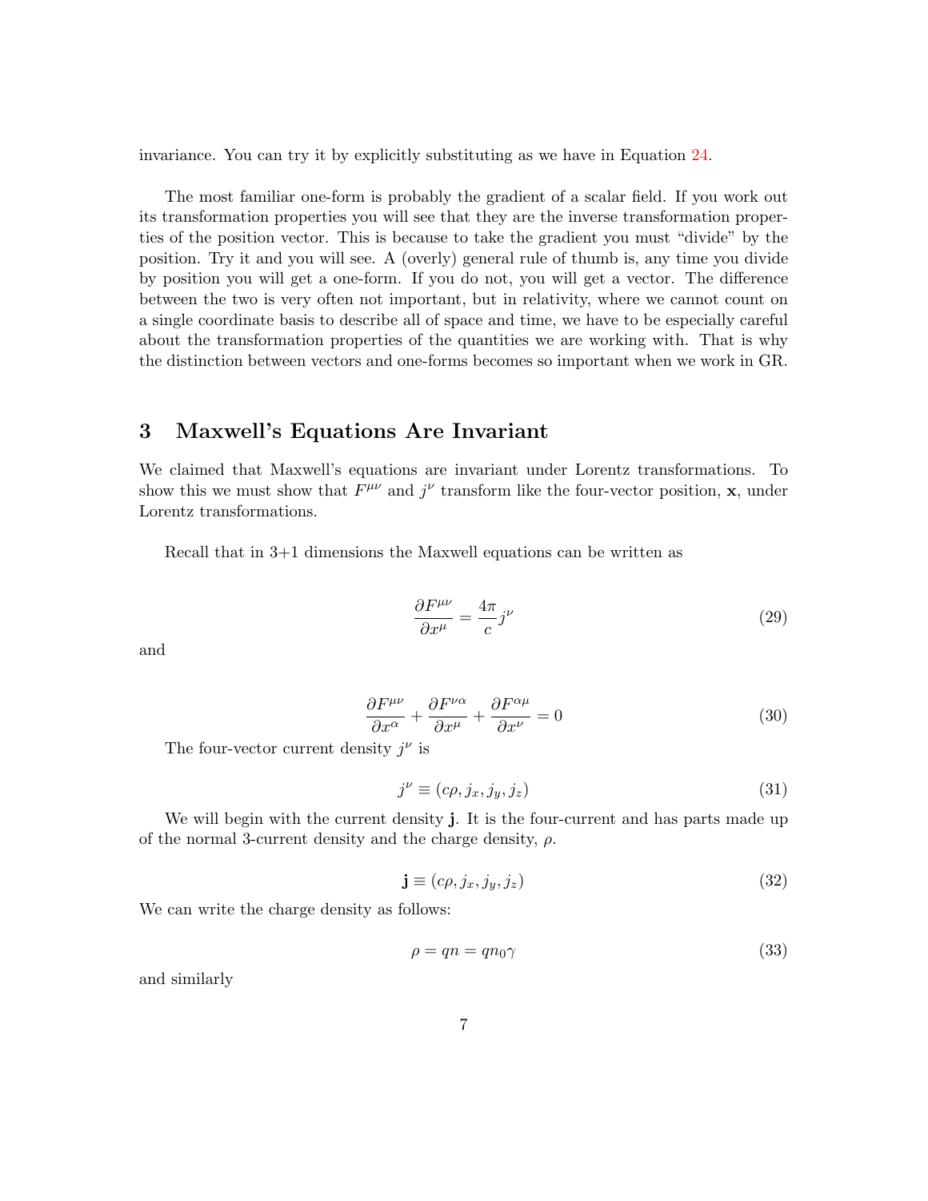invariance. You can try it by explicitly substituting as we have in Equation 24.

The most familiar one-form is probably the gradient of a scalar field. If you work out its transformation properties you will see that they are the inverse transformation properties of the position vector. This is because to take the gradient you must "divide" by the position. Try it and you will see. A (overly) general rule of thumb is, any time you divide by position you will get a one-form. If you do not, you will get a vector. The difference between the two is very often not important, but in relativity, where we cannot count on a single coordinate basis to describe all of space and time, we have to be especially careful about the transformation properties of the quantities we are working with. That is why the distinction between vectors and one-forms becomes so important when we work in GR.

## 3 Maxwell's Equations Are Invariant

We claimed that Maxwell's equations are invariant under Lorentz transformations. To show this we must show that $F^{\mu\nu}$ and $j^{\nu}$ transform like the four-vector position, $\mathbf{x}$, under Lorentz transformations.

Recall that in 3+1 dimensions the Maxwell equations can be written as

$$\frac{\partial F^{\mu\nu}}{\partial x^{\mu}} = \frac{4\pi}{c} j^{\nu} \tag{29}$$

and

$$\frac{\partial F^{\mu\nu}}{\partial x^{\alpha}} + \frac{\partial F^{\nu\alpha}}{\partial x^{\mu}} + \frac{\partial F^{\alpha\mu}}{\partial x^{\nu}} = 0 \tag{30}$$

The four-vector current density $j^{\nu}$ is

$$j^{\nu} \equiv (c\rho, j_x, j_y, j_z) \tag{31}$$

We will begin with the current density $\mathbf{j}$. It is the four-current and has parts made up of the normal 3-current density and the charge density, $\rho$.

$$\mathbf{j} \equiv (c\rho, j_x, j_y, j_z) \tag{32}$$

We can write the charge density as follows:

$$\rho = qn = qn_0\gamma \tag{33}$$

and similarly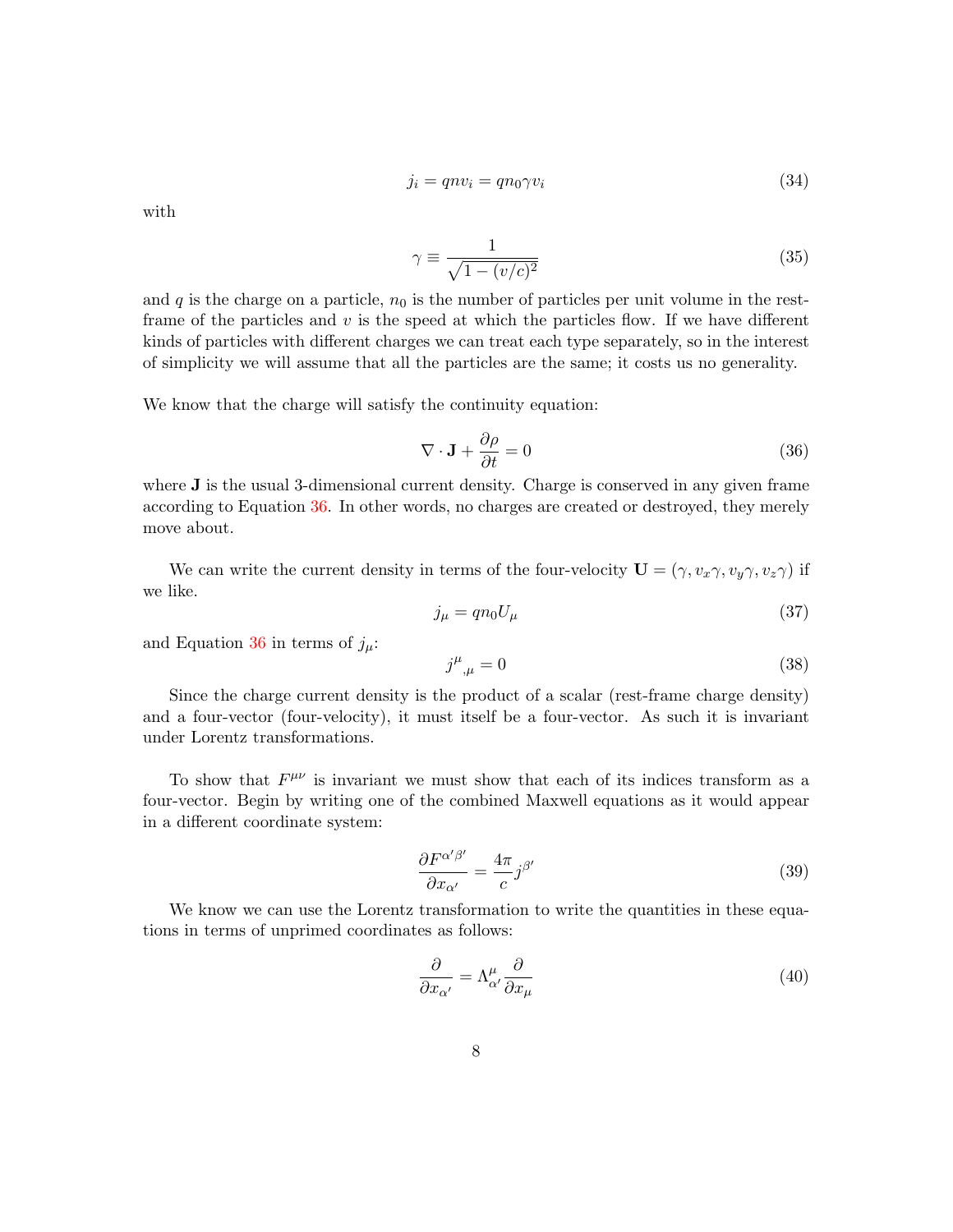$$j_i = qnv_i = qn_0\gamma v_i \tag{34}$$

with

$$\gamma \equiv \frac{1}{\sqrt{1-(v/c)^2}} \tag{35}$$

and $q$ is the charge on a particle, $n_0$ is the number of particles per unit volume in the rest-frame of the particles and $v$ is the speed at which the particles flow. If we have different kinds of particles with different charges we can treat each type separately, so in the interest of simplicity we will assume that all the particles are the same; it costs us no generality.

We know that the charge will satisfy the continuity equation:

$$\nabla \cdot \mathbf{J} + \frac{\partial \rho}{\partial t} = 0 \tag{36}$$

where $\mathbf{J}$ is the usual 3-dimensional current density. Charge is conserved in any given frame according to Equation 36. In other words, no charges are created or destroyed, they merely move about.

We can write the current density in terms of the four-velocity $\mathbf{U} = (\gamma, v_x\gamma, v_y\gamma, v_z\gamma)$ if we like.

$$j_\mu = qn_0 U_\mu \tag{37}$$

and Equation 36 in terms of $j_\mu$:

$$j^\mu{}_{,\mu} = 0 \tag{38}$$

Since the charge current density is the product of a scalar (rest-frame charge density) and a four-vector (four-velocity), it must itself be a four-vector. As such it is invariant under Lorentz transformations.

To show that $F^{\mu\nu}$ is invariant we must show that each of its indices transform as a four-vector. Begin by writing one of the combined Maxwell equations as it would appear in a different coordinate system:

$$\frac{\partial F^{\alpha'\beta'}}{\partial x_{\alpha'}} = \frac{4\pi}{c} j^{\beta'} \tag{39}$$

We know we can use the Lorentz transformation to write the quantities in these equations in terms of unprimed coordinates as follows:

$$\frac{\partial}{\partial x_{\alpha'}} = \Lambda^{\mu}_{\alpha'} \frac{\partial}{\partial x_\mu} \tag{40}$$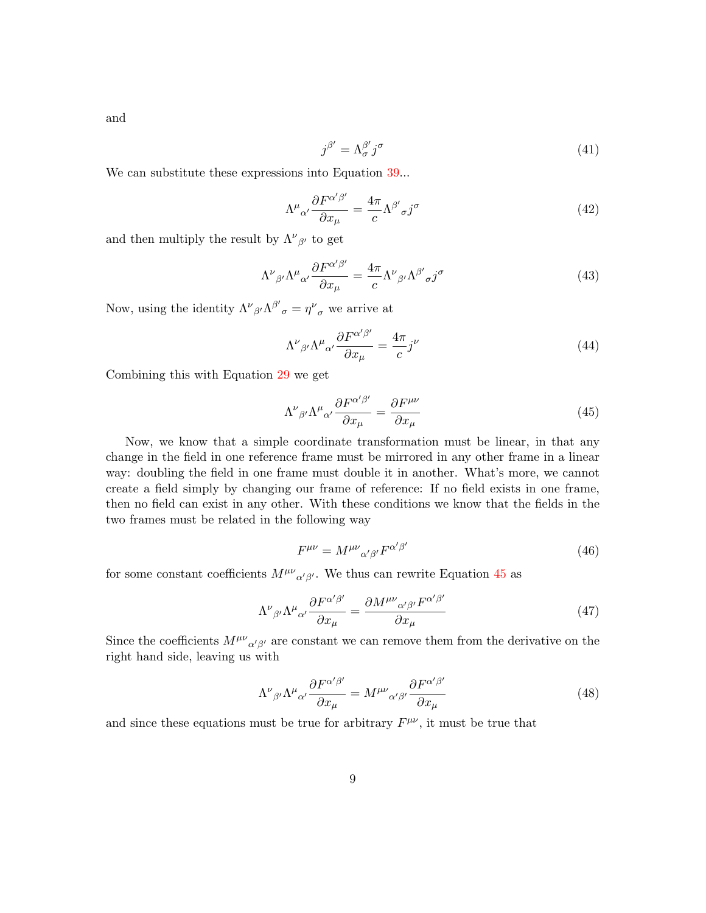and

$$j^{\beta'} = \Lambda^{\beta'}_{\sigma} j^{\sigma} \tag{41}$$

We can substitute these expressions into Equation 39...

$$\Lambda^{\mu}{}_{\alpha'} \frac{\partial F^{\alpha'\beta'}}{\partial x_{\mu}} = \frac{4\pi}{c} \Lambda^{\beta'}{}_{\sigma} j^{\sigma} \tag{42}$$

and then multiply the result by $\Lambda^{\nu}{}_{\beta'}$ to get

$$\Lambda^{\nu}{}_{\beta'} \Lambda^{\mu}{}_{\alpha'} \frac{\partial F^{\alpha'\beta'}}{\partial x_{\mu}} = \frac{4\pi}{c} \Lambda^{\nu}{}_{\beta'} \Lambda^{\beta'}{}_{\sigma} j^{\sigma} \tag{43}$$

Now, using the identity $\Lambda^{\nu}{}_{\beta'} \Lambda^{\beta'}{}_{\sigma} = \eta^{\nu}{}_{\sigma}$ we arrive at

$$\Lambda^{\nu}{}_{\beta'} \Lambda^{\mu}{}_{\alpha'} \frac{\partial F^{\alpha'\beta'}}{\partial x_{\mu}} = \frac{4\pi}{c} j^{\nu} \tag{44}$$

Combining this with Equation 29 we get

$$\Lambda^{\nu}{}_{\beta'} \Lambda^{\mu}{}_{\alpha'} \frac{\partial F^{\alpha'\beta'}}{\partial x_{\mu}} = \frac{\partial F^{\mu\nu}}{\partial x_{\mu}} \tag{45}$$

Now, we know that a simple coordinate transformation must be linear, in that any change in the field in one reference frame must be mirrored in any other frame in a linear way: doubling the field in one frame must double it in another. What's more, we cannot create a field simply by changing our frame of reference: If no field exists in one frame, then no field can exist in any other. With these conditions we know that the fields in the two frames must be related in the following way

$$F^{\mu\nu} = M^{\mu\nu}{}_{\alpha'\beta'} F^{\alpha'\beta'} \tag{46}$$

for some constant coefficients $M^{\mu\nu}{}_{\alpha'\beta'}$. We thus can rewrite Equation 45 as

$$\Lambda^{\nu}{}_{\beta'} \Lambda^{\mu}{}_{\alpha'} \frac{\partial F^{\alpha'\beta'}}{\partial x_{\mu}} = \frac{\partial M^{\mu\nu}{}_{\alpha'\beta'} F^{\alpha'\beta'}}{\partial x_{\mu}} \tag{47}$$

Since the coefficients $M^{\mu\nu}{}_{\alpha'\beta'}$ are constant we can remove them from the derivative on the right hand side, leaving us with

$$\Lambda^{\nu}{}_{\beta'} \Lambda^{\mu}{}_{\alpha'} \frac{\partial F^{\alpha'\beta'}}{\partial x_{\mu}} = M^{\mu\nu}{}_{\alpha'\beta'} \frac{\partial F^{\alpha'\beta'}}{\partial x_{\mu}} \tag{48}$$

and since these equations must be true for arbitrary $F^{\mu\nu}$, it must be true that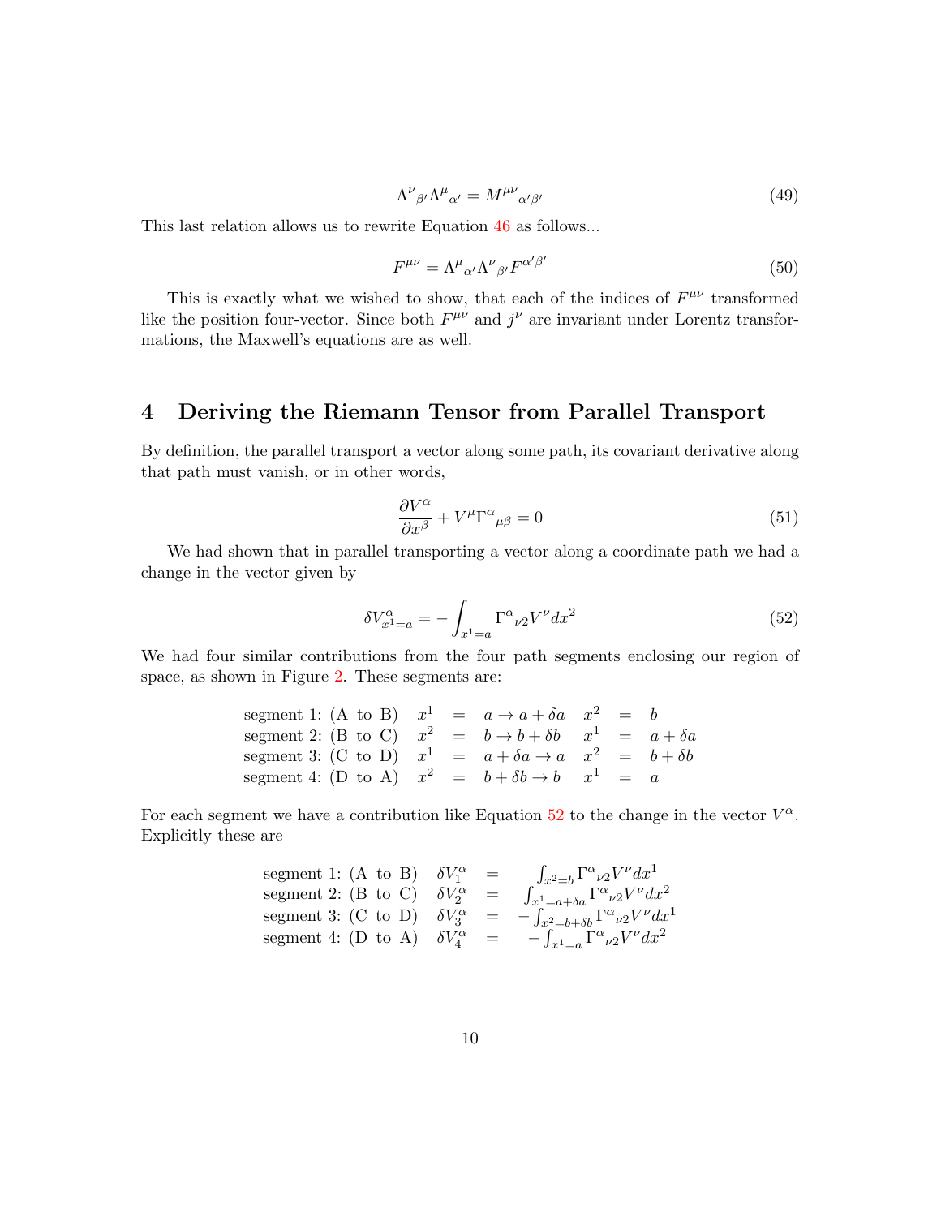$$\Lambda^{\nu}{}_{\beta'}\Lambda^{\mu}{}_{\alpha'} = M^{\mu\nu}{}_{\alpha'\beta'} \tag{49}$$

This last relation allows us to rewrite Equation 46 as follows...

$$F^{\mu\nu} = \Lambda^{\mu}{}_{\alpha'}\Lambda^{\nu}{}_{\beta'}F^{\alpha'\beta'} \tag{50}$$

This is exactly what we wished to show, that each of the indices of $F^{\mu\nu}$ transformed like the position four-vector. Since both $F^{\mu\nu}$ and $j^{\nu}$ are invariant under Lorentz transformations, the Maxwell's equations are as well.

# 4 Deriving the Riemann Tensor from Parallel Transport

By definition, the parallel transport a vector along some path, its covariant derivative along that path must vanish, or in other words,

$$\frac{\partial V^{\alpha}}{\partial x^{\beta}} + V^{\mu}\Gamma^{\alpha}{}_{\mu\beta} = 0 \tag{51}$$

We had shown that in parallel transporting a vector along a coordinate path we had a change in the vector given by

$$\delta V^{\alpha}_{x^1=a} = -\int_{x^1=a} \Gamma^{\alpha}{}_{\nu 2}V^{\nu}dx^2 \tag{52}$$

We had four similar contributions from the four path segments enclosing our region of space, as shown in Figure 2. These segments are:

$$
\begin{array}{lccccccc}
\text{segment 1: (A to B)} & x^1 & = & a \to a+\delta a & x^2 & = & b \\
\text{segment 2: (B to C)} & x^2 & = & b \to b+\delta b & x^1 & = & a+\delta a \\
\text{segment 3: (C to D)} & x^1 & = & a+\delta a \to a & x^2 & = & b+\delta b \\
\text{segment 4: (D to A)} & x^2 & = & b+\delta b \to b & x^1 & = & a
\end{array}
$$

For each segment we have a contribution like Equation 52 to the change in the vector $V^{\alpha}$. Explicitly these are

$$
\begin{array}{lccc}
\text{segment 1: (A to B)} & \delta V^{\alpha}_1 & = & \int_{x^2=b} \Gamma^{\alpha}{}_{\nu 2}V^{\nu}dx^1 \\
\text{segment 2: (B to C)} & \delta V^{\alpha}_2 & = & \int_{x^1=a+\delta a} \Gamma^{\alpha}{}_{\nu 2}V^{\nu}dx^2 \\
\text{segment 3: (C to D)} & \delta V^{\alpha}_3 & = & -\int_{x^2=b+\delta b} \Gamma^{\alpha}{}_{\nu 2}V^{\nu}dx^1 \\
\text{segment 4: (D to A)} & \delta V^{\alpha}_4 & = & -\int_{x^1=a} \Gamma^{\alpha}{}_{\nu 2}V^{\nu}dx^2
\end{array}
$$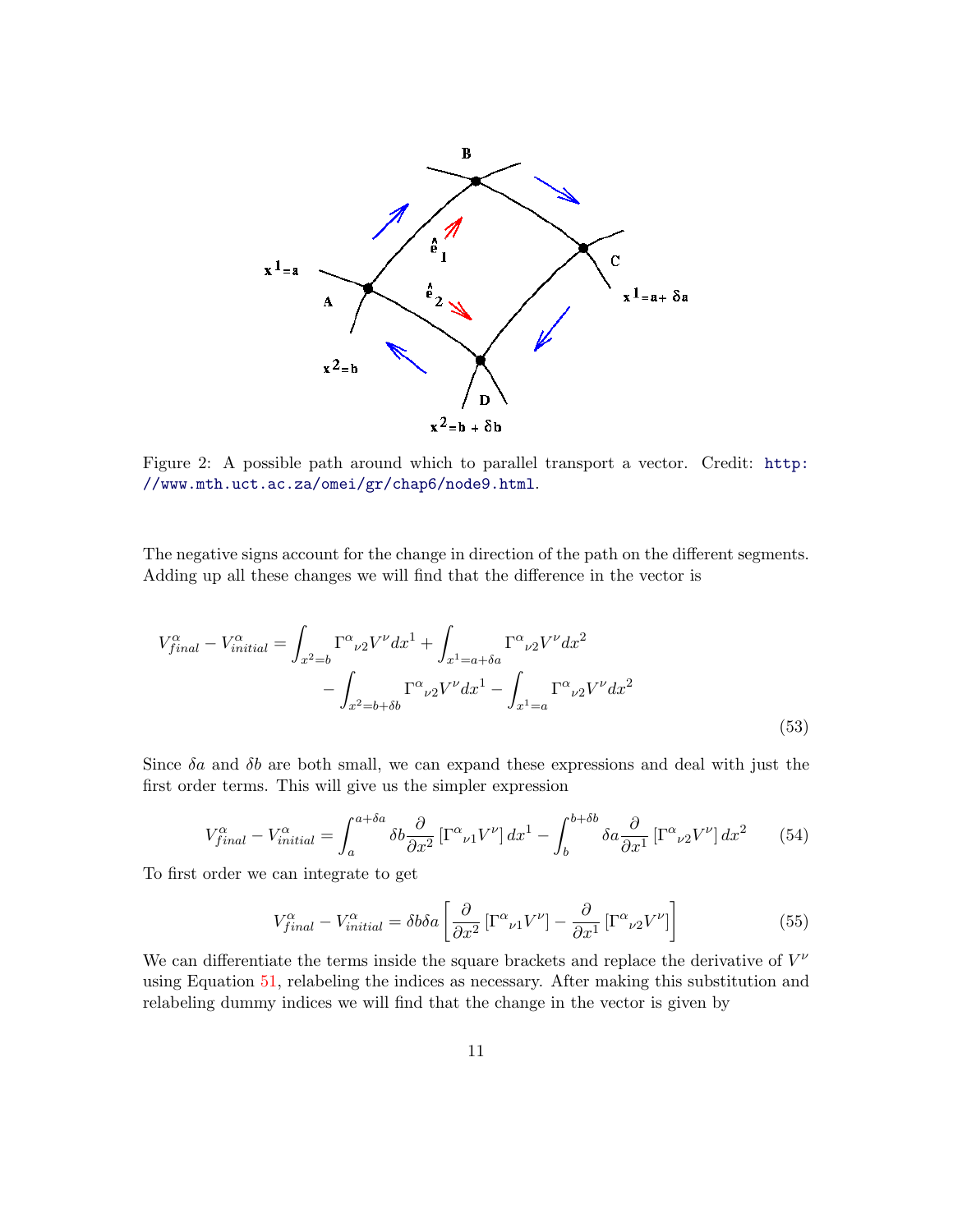Figure 2: A possible path around which to parallel transport a vector. Credit: http://www.mth.uct.ac.za/omei/gr/chap6/node9.html.

The negative signs account for the change in direction of the path on the different segments. Adding up all these changes we will find that the difference in the vector is

$$
\begin{aligned}
V^{\alpha}_{final} - V^{\alpha}_{initial} = \int_{x^2=b} {\Gamma^{\alpha}}_{\nu 2} V^{\nu} dx^1 + \int_{x^1=a+\delta a} {\Gamma^{\alpha}}_{\nu 2} V^{\nu} dx^2 \\
- \int_{x^2=b+\delta b} {\Gamma^{\alpha}}_{\nu 2} V^{\nu} dx^1 - \int_{x^1=a} {\Gamma^{\alpha}}_{\nu 2} V^{\nu} dx^2
\end{aligned}
\tag{53}
$$

Since $\delta a$ and $\delta b$ are both small, we can expand these expressions and deal with just the first order terms. This will give us the simpler expression

$$
V^{\alpha}_{final} - V^{\alpha}_{initial} = \int_{a}^{a+\delta a} \delta b \frac{\partial}{\partial x^2} \left[ {\Gamma^{\alpha}}_{\nu 1} V^{\nu} \right] dx^1 - \int_{b}^{b+\delta b} \delta a \frac{\partial}{\partial x^1} \left[ {\Gamma^{\alpha}}_{\nu 2} V^{\nu} \right] dx^2 \tag{54}
$$

To first order we can integrate to get

$$
V^{\alpha}_{final} - V^{\alpha}_{initial} = \delta b \delta a \left[ \frac{\partial}{\partial x^2} \left[ {\Gamma^{\alpha}}_{\nu 1} V^{\nu} \right] - \frac{\partial}{\partial x^1} \left[ {\Gamma^{\alpha}}_{\nu 2} V^{\nu} \right] \right] \tag{55}
$$

We can differentiate the terms inside the square brackets and replace the derivative of $V^{\nu}$ using Equation 51, relabeling the indices as necessary. After making this substitution and relabeling dummy indices we will find that the change in the vector is given by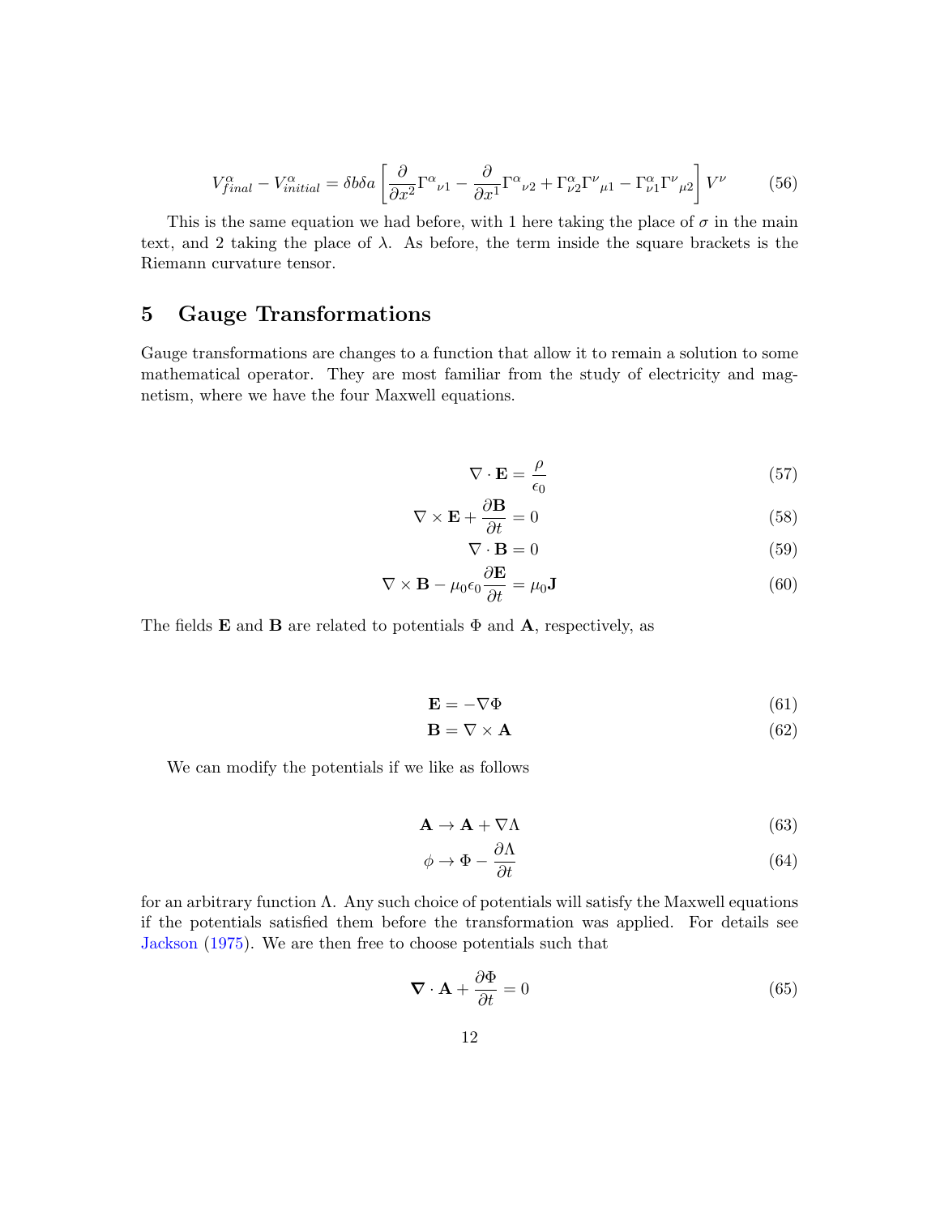$$V^{\alpha}_{final} - V^{\alpha}_{initial} = \delta b \delta a \left[ \frac{\partial}{\partial x^2} \Gamma^{\alpha}{}_{\nu 1} - \frac{\partial}{\partial x^1} \Gamma^{\alpha}{}_{\nu 2} + \Gamma^{\alpha}_{\nu 2} \Gamma^{\nu}{}_{\mu 1} - \Gamma^{\alpha}_{\nu 1} \Gamma^{\nu}{}_{\mu 2} \right] V^{\nu} \tag{56}$$

This is the same equation we had before, with 1 here taking the place of $\sigma$ in the main text, and 2 taking the place of $\lambda$. As before, the term inside the square brackets is the Riemann curvature tensor.

## 5 Gauge Transformations

Gauge transformations are changes to a function that allow it to remain a solution to some mathematical operator. They are most familiar from the study of electricity and magnetism, where we have the four Maxwell equations.

$$\nabla \cdot \mathbf{E} = \frac{\rho}{\epsilon_0} \tag{57}$$

$$\nabla \times \mathbf{E} + \frac{\partial \mathbf{B}}{\partial t} = 0 \tag{58}$$

$$\nabla \cdot \mathbf{B} = 0 \tag{59}$$

$$\nabla \times \mathbf{B} - \mu_0 \epsilon_0 \frac{\partial \mathbf{E}}{\partial t} = \mu_0 \mathbf{J} \tag{60}$$

The fields $\mathbf{E}$ and $\mathbf{B}$ are related to potentials $\Phi$ and $\mathbf{A}$, respectively, as

$$\mathbf{E} = -\nabla \Phi \tag{61}$$

$$\mathbf{B} = \nabla \times \mathbf{A} \tag{62}$$

We can modify the potentials if we like as follows

$$\mathbf{A} \rightarrow \mathbf{A} + \nabla \Lambda \tag{63}$$

$$\phi \rightarrow \Phi - \frac{\partial \Lambda}{\partial t} \tag{64}$$

for an arbitrary function $\Lambda$. Any such choice of potentials will satisfy the Maxwell equations if the potentials satisfied them before the transformation was applied. For details see Jackson (1975). We are then free to choose potentials such that

$$\boldsymbol{\nabla} \cdot \mathbf{A} + \frac{\partial \Phi}{\partial t} = 0 \tag{65}$$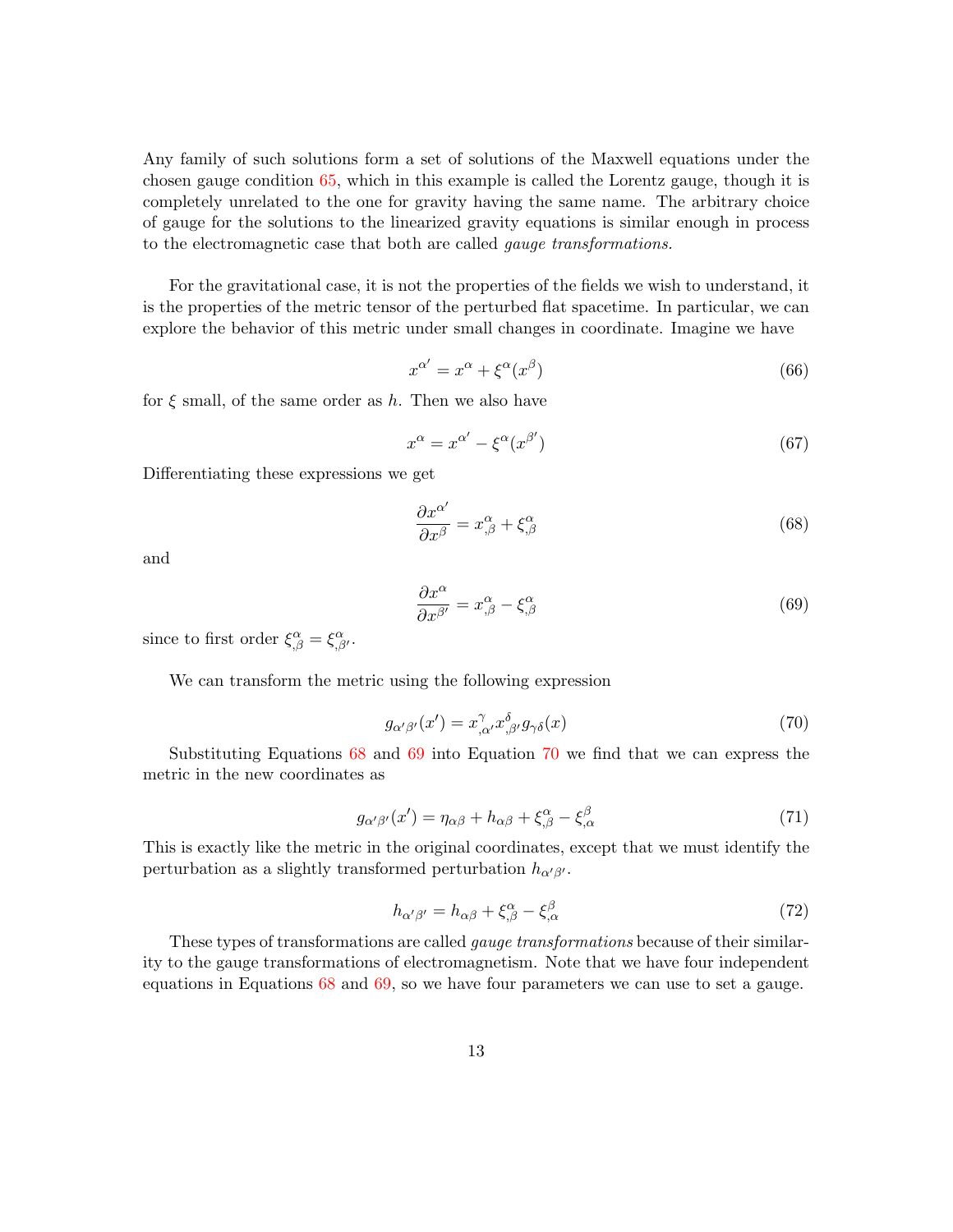Any family of such solutions form a set of solutions of the Maxwell equations under the chosen gauge condition 65, which in this example is called the Lorentz gauge, though it is completely unrelated to the one for gravity having the same name. The arbitrary choice of gauge for the solutions to the linearized gravity equations is similar enough in process to the electromagnetic case that both are called *gauge transformations.*

For the gravitational case, it is not the properties of the fields we wish to understand, it is the properties of the metric tensor of the perturbed flat spacetime. In particular, we can explore the behavior of this metric under small changes in coordinate. Imagine we have

$$x^{\alpha'} = x^{\alpha} + \xi^{\alpha}(x^{\beta}) \tag{66}$$

for $\xi$ small, of the same order as $h$. Then we also have

$$x^{\alpha} = x^{\alpha'} - \xi^{\alpha}(x^{\beta'}) \tag{67}$$

Differentiating these expressions we get

$$\frac{\partial x^{\alpha'}}{\partial x^{\beta}} = x^{\alpha}_{,\beta} + \xi^{\alpha}_{,\beta} \tag{68}$$

and

$$\frac{\partial x^{\alpha}}{\partial x^{\beta'}} = x^{\alpha}_{,\beta} - \xi^{\alpha}_{,\beta} \tag{69}$$

since to first order $\xi^{\alpha}_{,\beta} = \xi^{\alpha}_{,\beta'}$.

We can transform the metric using the following expression

$$g_{\alpha'\beta'}(x') = x^{\gamma}_{,\alpha'} x^{\delta}_{,\beta'} g_{\gamma\delta}(x) \tag{70}$$

Substituting Equations 68 and 69 into Equation 70 we find that we can express the metric in the new coordinates as

$$g_{\alpha'\beta'}(x') = \eta_{\alpha\beta} + h_{\alpha\beta} + \xi^{\alpha}_{,\beta} - \xi^{\beta}_{,\alpha} \tag{71}$$

This is exactly like the metric in the original coordinates, except that we must identify the perturbation as a slightly transformed perturbation $h_{\alpha'\beta'}$.

$$h_{\alpha'\beta'} = h_{\alpha\beta} + \xi^{\alpha}_{,\beta} - \xi^{\beta}_{,\alpha} \tag{72}$$

These types of transformations are called *gauge transformations* because of their similarity to the gauge transformations of electromagnetism. Note that we have four independent equations in Equations 68 and 69, so we have four parameters we can use to set a gauge.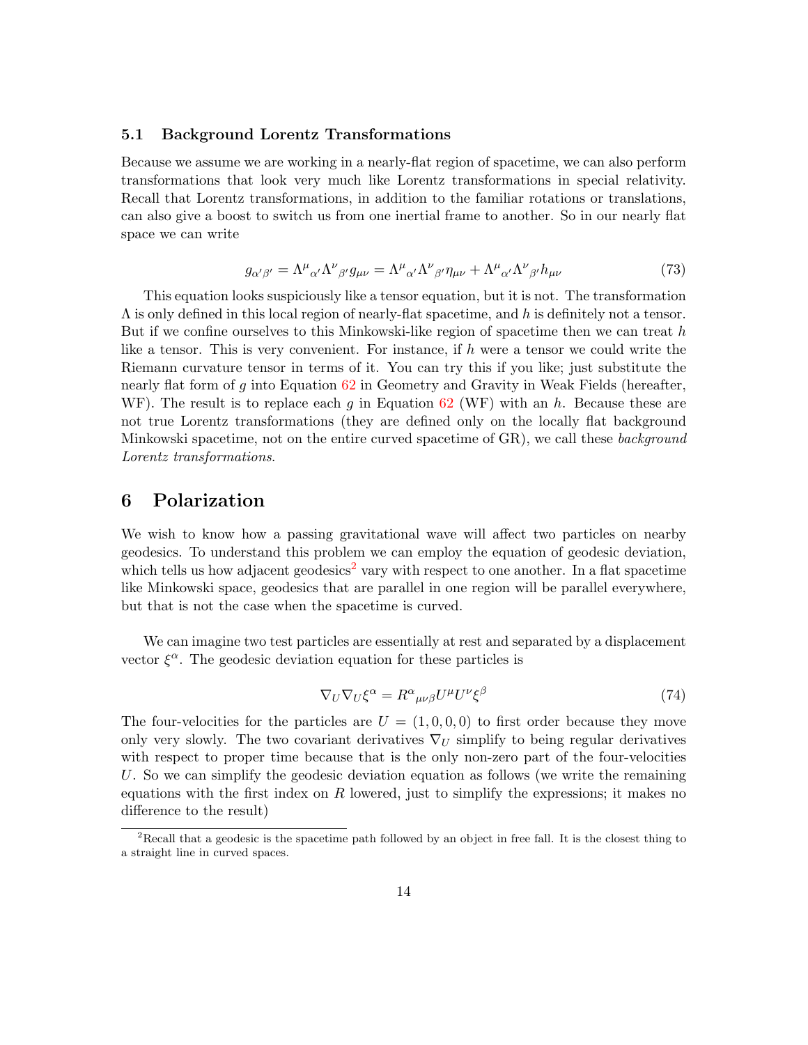### 5.1 Background Lorentz Transformations

Because we assume we are working in a nearly-flat region of spacetime, we can also perform transformations that look very much like Lorentz transformations in special relativity. Recall that Lorentz transformations, in addition to the familiar rotations or translations, can also give a boost to switch us from one inertial frame to another. So in our nearly flat space we can write

$$g_{\alpha'\beta'} = \Lambda^{\mu}{}_{\alpha'}\Lambda^{\nu}{}_{\beta'}g_{\mu\nu} = \Lambda^{\mu}{}_{\alpha'}\Lambda^{\nu}{}_{\beta'}\eta_{\mu\nu} + \Lambda^{\mu}{}_{\alpha'}\Lambda^{\nu}{}_{\beta'}h_{\mu\nu} \tag{73}$$

This equation looks suspiciously like a tensor equation, but it is not. The transformation $\Lambda$ is only defined in this local region of nearly-flat spacetime, and $h$ is definitely not a tensor. But if we confine ourselves to this Minkowski-like region of spacetime then we can treat $h$ like a tensor. This is very convenient. For instance, if $h$ were a tensor we could write the Riemann curvature tensor in terms of it. You can try this if you like; just substitute the nearly flat form of $g$ into Equation 62 in Geometry and Gravity in Weak Fields (hereafter, WF). The result is to replace each $g$ in Equation 62 (WF) with an $h$. Because these are not true Lorentz transformations (they are defined only on the locally flat background Minkowski spacetime, not on the entire curved spacetime of GR), we call these *background Lorentz transformations*.

## 6 Polarization

We wish to know how a passing gravitational wave will affect two particles on nearby geodesics. To understand this problem we can employ the equation of geodesic deviation, which tells us how adjacent geodesics[2] vary with respect to one another. In a flat spacetime like Minkowski space, geodesics that are parallel in one region will be parallel everywhere, but that is not the case when the spacetime is curved.

We can imagine two test particles are essentially at rest and separated by a displacement vector $\xi^{\alpha}$. The geodesic deviation equation for these particles is

$$\nabla_U \nabla_U \xi^{\alpha} = R^{\alpha}{}_{\mu\nu\beta}U^{\mu}U^{\nu}\xi^{\beta} \tag{74}$$

The four-velocities for the particles are $U = (1, 0, 0, 0)$ to first order because they move only very slowly. The two covariant derivatives $\nabla_U$ simplify to being regular derivatives with respect to proper time because that is the only non-zero part of the four-velocities $U$. So we can simplify the geodesic deviation equation as follows (we write the remaining equations with the first index on $R$ lowered, just to simplify the expressions; it makes no difference to the result)

[2] Recall that a geodesic is the spacetime path followed by an object in free fall. It is the closest thing to a straight line in curved spaces.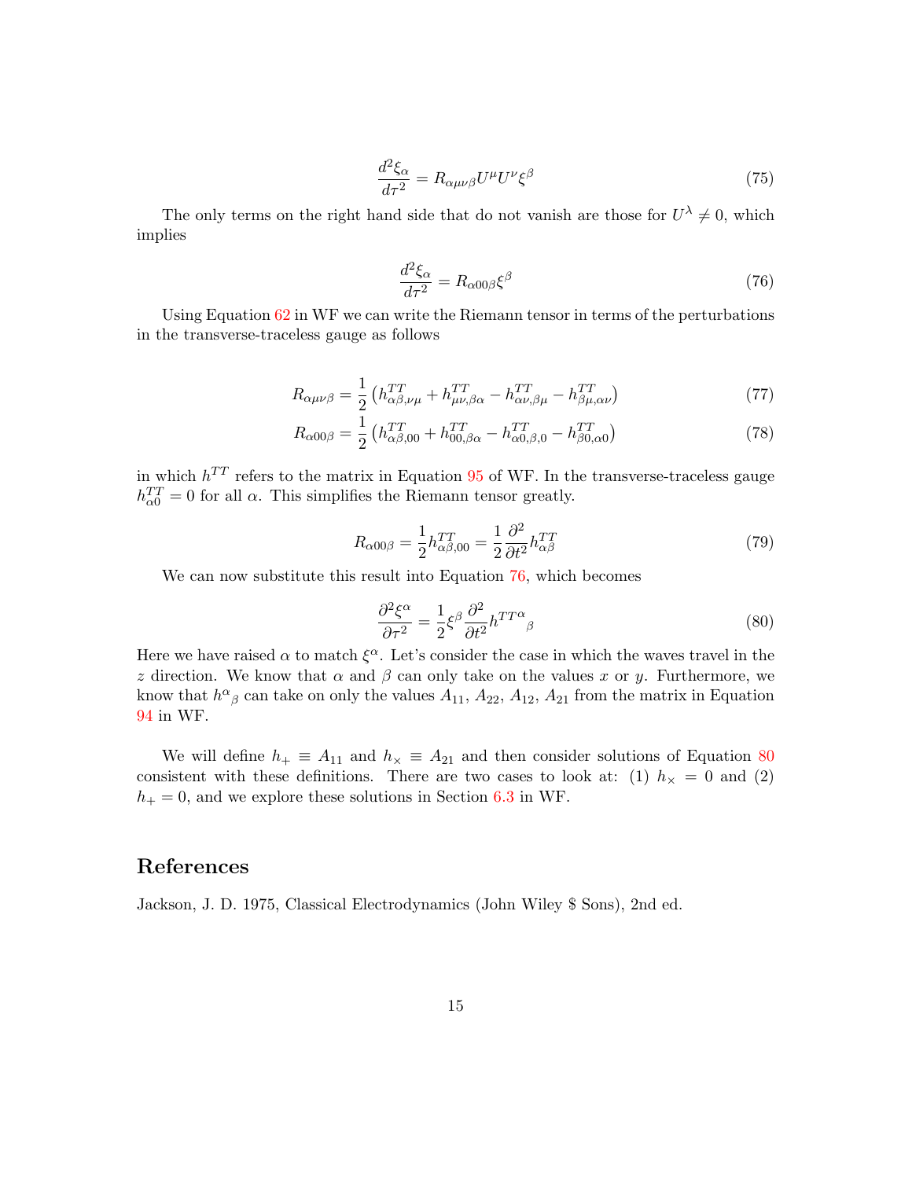$$
\frac{d^2\xi_\alpha}{d\tau^2} = R_{\alpha\mu\nu\beta} U^\mu U^\nu \xi^\beta \tag{75}
$$

The only terms on the right hand side that do not vanish are those for $U^\lambda \neq 0$, which implies

$$
\frac{d^2\xi_\alpha}{d\tau^2} = R_{\alpha 00\beta} \xi^\beta \tag{76}
$$

Using Equation 62 in WF we can write the Riemann tensor in terms of the perturbations in the transverse-traceless gauge as follows

$$
R_{\alpha\mu\nu\beta} = \frac{1}{2}\left(h^{TT}_{\alpha\beta,\nu\mu} + h^{TT}_{\mu\nu,\beta\alpha} - h^{TT}_{\alpha\nu,\beta\mu} - h^{TT}_{\beta\mu,\alpha\nu}\right) \tag{77}
$$

$$
R_{\alpha 00\beta} = \frac{1}{2}\left(h^{TT}_{\alpha\beta,00} + h^{TT}_{00,\beta\alpha} - h^{TT}_{\alpha 0,\beta,0} - h^{TT}_{\beta 0,\alpha 0}\right) \tag{78}
$$

in which $h^{TT}$ refers to the matrix in Equation 95 of WF. In the transverse-traceless gauge $h^{TT}_{\alpha 0} = 0$ for all $\alpha$. This simplifies the Riemann tensor greatly.

$$
R_{\alpha 00\beta} = \frac{1}{2} h^{TT}_{\alpha\beta,00} = \frac{1}{2}\frac{\partial^2}{\partial t^2} h^{TT}_{\alpha\beta} \tag{79}
$$

We can now substitute this result into Equation 76, which becomes

$$
\frac{\partial^2 \xi^\alpha}{\partial \tau^2} = \frac{1}{2}\xi^\beta \frac{\partial^2}{\partial t^2} {h^{TT}}^\alpha{}_\beta \tag{80}
$$

Here we have raised $\alpha$ to match $\xi^\alpha$. Let's consider the case in which the waves travel in the $z$ direction. We know that $\alpha$ and $\beta$ can only take on the values $x$ or $y$. Furthermore, we know that $h^\alpha{}_\beta$ can take on only the values $A_{11}$, $A_{22}$, $A_{12}$, $A_{21}$ from the matrix in Equation 94 in WF.

We will define $h_+ \equiv A_{11}$ and $h_\times \equiv A_{21}$ and then consider solutions of Equation 80 consistent with these definitions. There are two cases to look at: (1) $h_\times = 0$ and (2) $h_+ = 0$, and we explore these solutions in Section 6.3 in WF.

## References

Jackson, J. D. 1975, Classical Electrodynamics (John Wiley $ Sons), 2nd ed.